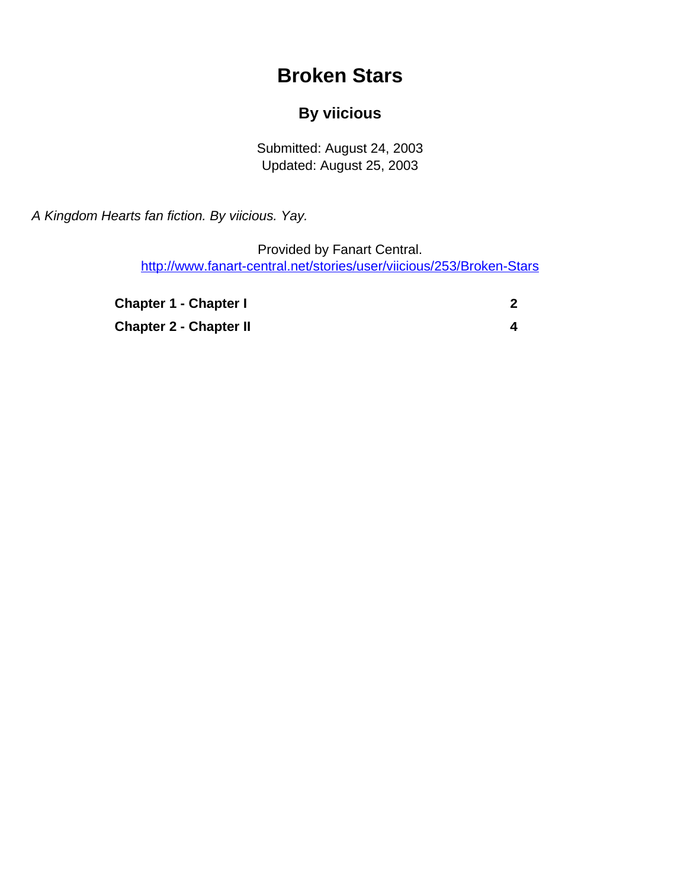# Broken Stars

## By viicious

Submitted: August 24, 2003
Updated: August 25, 2003

*A Kingdom Hearts fan fiction. By viicious. Yay.*

Provided by Fanart Central.
http://www.fanart-central.net/stories/user/viicious/253/Broken-Stars

| | |
|---|---|
| **Chapter 1 - Chapter I** | **2** |
| **Chapter 2 - Chapter II** | **4** |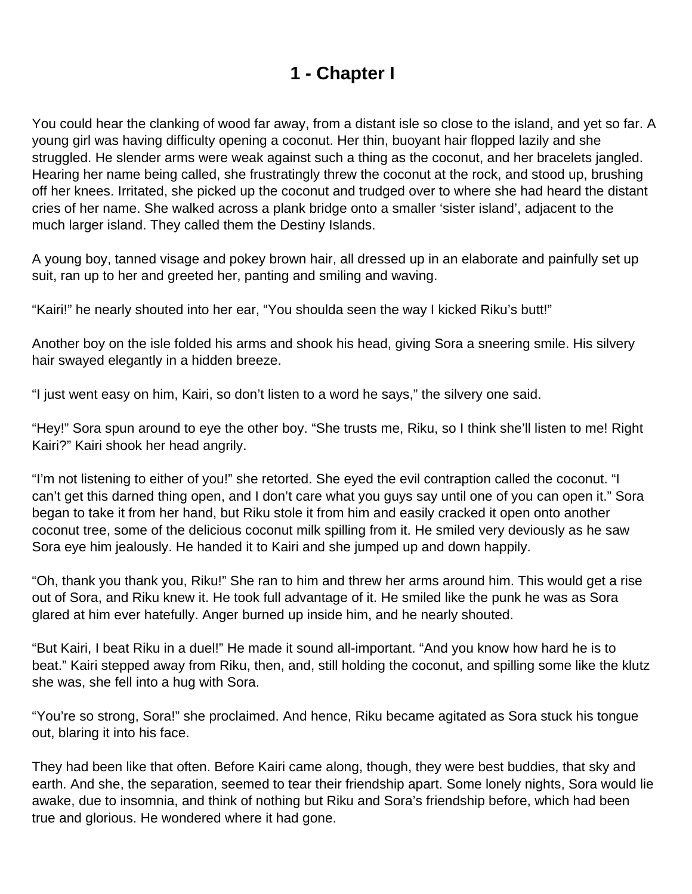# 1 - Chapter I

You could hear the clanking of wood far away, from a distant isle so close to the island, and yet so far. A young girl was having difficulty opening a coconut. Her thin, buoyant hair flopped lazily and she struggled. He slender arms were weak against such a thing as the coconut, and her bracelets jangled. Hearing her name being called, she frustratingly threw the coconut at the rock, and stood up, brushing off her knees. Irritated, she picked up the coconut and trudged over to where she had heard the distant cries of her name. She walked across a plank bridge onto a smaller 'sister island', adjacent to the much larger island. They called them the Destiny Islands.

A young boy, tanned visage and pokey brown hair, all dressed up in an elaborate and painfully set up suit, ran up to her and greeted her, panting and smiling and waving.

"Kairi!" he nearly shouted into her ear, "You shoulda seen the way I kicked Riku's butt!"

Another boy on the isle folded his arms and shook his head, giving Sora a sneering smile. His silvery hair swayed elegantly in a hidden breeze.

"I just went easy on him, Kairi, so don't listen to a word he says," the silvery one said.

"Hey!" Sora spun around to eye the other boy. "She trusts me, Riku, so I think she'll listen to me! Right Kairi?" Kairi shook her head angrily.

"I'm not listening to either of you!" she retorted. She eyed the evil contraption called the coconut. "I can't get this darned thing open, and I don't care what you guys say until one of you can open it." Sora began to take it from her hand, but Riku stole it from him and easily cracked it open onto another coconut tree, some of the delicious coconut milk spilling from it. He smiled very deviously as he saw Sora eye him jealously. He handed it to Kairi and she jumped up and down happily.

"Oh, thank you thank you, Riku!" She ran to him and threw her arms around him. This would get a rise out of Sora, and Riku knew it. He took full advantage of it. He smiled like the punk he was as Sora glared at him ever hatefully. Anger burned up inside him, and he nearly shouted.

"But Kairi, I beat Riku in a duel!" He made it sound all-important. "And you know how hard he is to beat." Kairi stepped away from Riku, then, and, still holding the coconut, and spilling some like the klutz she was, she fell into a hug with Sora.

"You're so strong, Sora!" she proclaimed. And hence, Riku became agitated as Sora stuck his tongue out, blaring it into his face.

They had been like that often. Before Kairi came along, though, they were best buddies, that sky and earth. And she, the separation, seemed to tear their friendship apart. Some lonely nights, Sora would lie awake, due to insomnia, and think of nothing but Riku and Sora's friendship before, which had been true and glorious. He wondered where it had gone.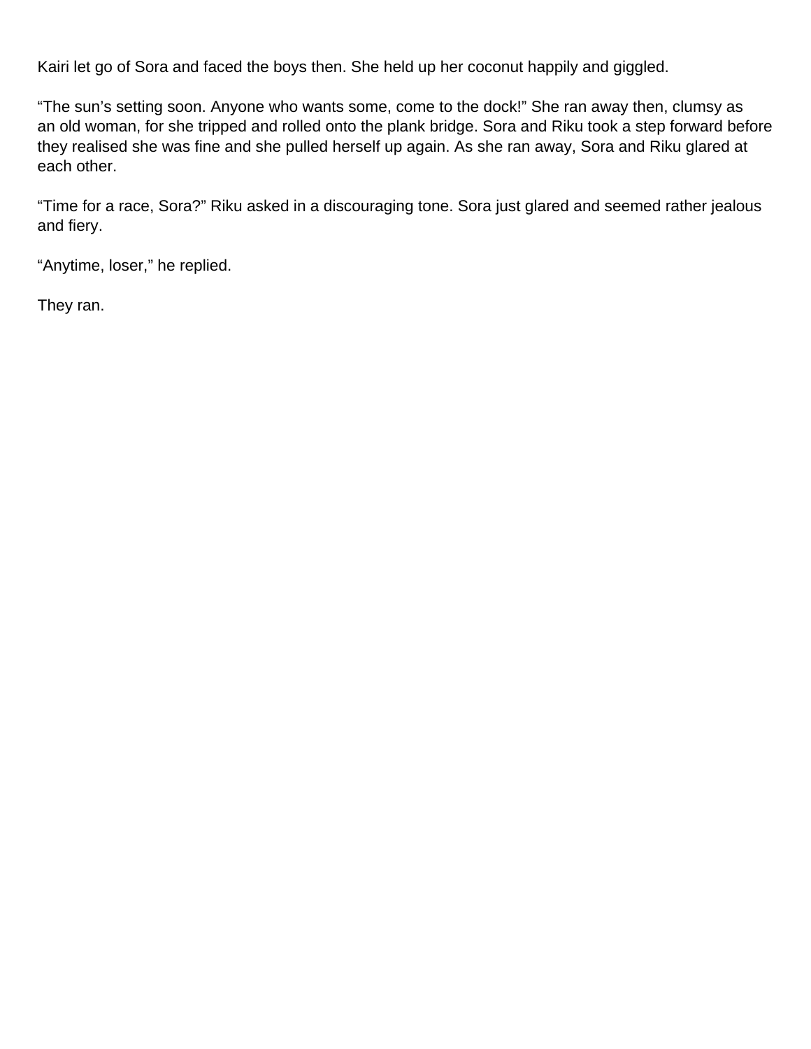Kairi let go of Sora and faced the boys then. She held up her coconut happily and giggled.

“The sun’s setting soon. Anyone who wants some, come to the dock!” She ran away then, clumsy as an old woman, for she tripped and rolled onto the plank bridge. Sora and Riku took a step forward before they realised she was fine and she pulled herself up again. As she ran away, Sora and Riku glared at each other.

“Time for a race, Sora?” Riku asked in a discouraging tone. Sora just glared and seemed rather jealous and fiery.

“Anytime, loser,” he replied.

They ran.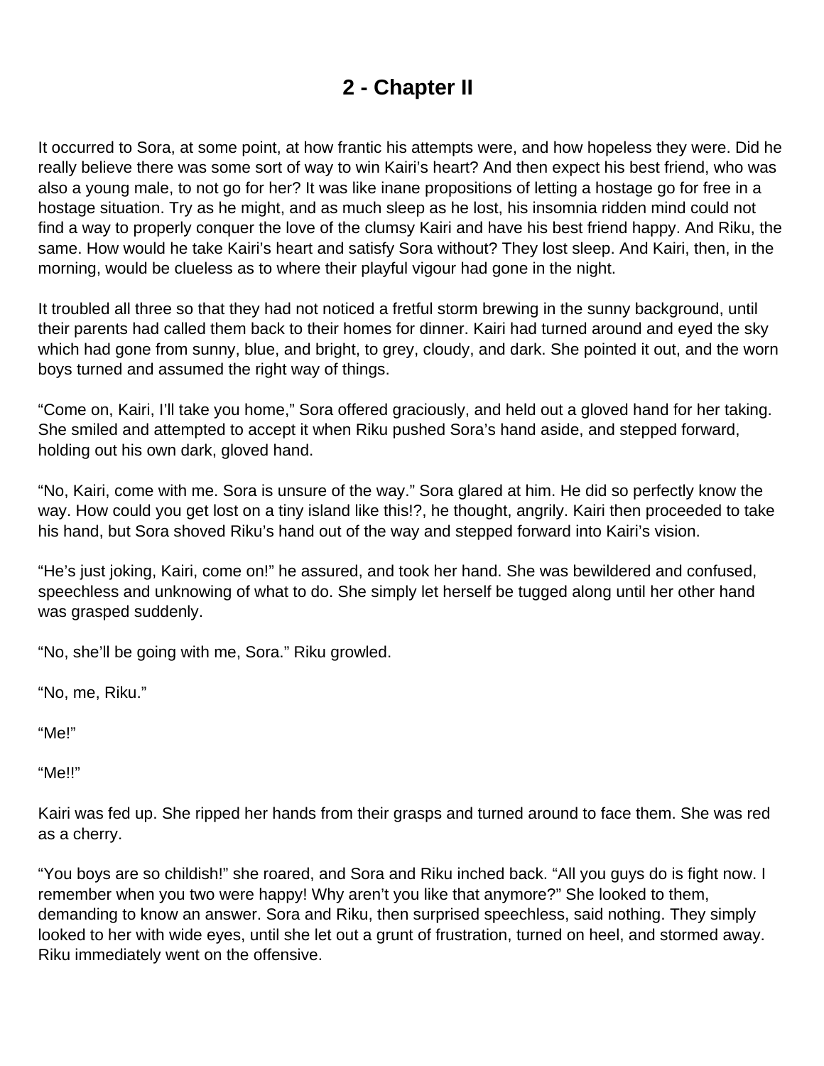# 2 - Chapter II

It occurred to Sora, at some point, at how frantic his attempts were, and how hopeless they were. Did he really believe there was some sort of way to win Kairi's heart? And then expect his best friend, who was also a young male, to not go for her? It was like inane propositions of letting a hostage go for free in a hostage situation. Try as he might, and as much sleep as he lost, his insomnia ridden mind could not find a way to properly conquer the love of the clumsy Kairi and have his best friend happy. And Riku, the same. How would he take Kairi's heart and satisfy Sora without? They lost sleep. And Kairi, then, in the morning, would be clueless as to where their playful vigour had gone in the night.

It troubled all three so that they had not noticed a fretful storm brewing in the sunny background, until their parents had called them back to their homes for dinner. Kairi had turned around and eyed the sky which had gone from sunny, blue, and bright, to grey, cloudy, and dark. She pointed it out, and the worn boys turned and assumed the right way of things.

"Come on, Kairi, I'll take you home," Sora offered graciously, and held out a gloved hand for her taking. She smiled and attempted to accept it when Riku pushed Sora's hand aside, and stepped forward, holding out his own dark, gloved hand.

"No, Kairi, come with me. Sora is unsure of the way." Sora glared at him. He did so perfectly know the way. How could you get lost on a tiny island like this!?, he thought, angrily. Kairi then proceeded to take his hand, but Sora shoved Riku's hand out of the way and stepped forward into Kairi's vision.

"He's just joking, Kairi, come on!" he assured, and took her hand. She was bewildered and confused, speechless and unknowing of what to do. She simply let herself be tugged along until her other hand was grasped suddenly.

"No, she'll be going with me, Sora." Riku growled.

"No, me, Riku."

"Me!"

"Me!!"

Kairi was fed up. She ripped her hands from their grasps and turned around to face them. She was red as a cherry.

"You boys are so childish!" she roared, and Sora and Riku inched back. "All you guys do is fight now. I remember when you two were happy! Why aren't you like that anymore?" She looked to them, demanding to know an answer. Sora and Riku, then surprised speechless, said nothing. They simply looked to her with wide eyes, until she let out a grunt of frustration, turned on heel, and stormed away. Riku immediately went on the offensive.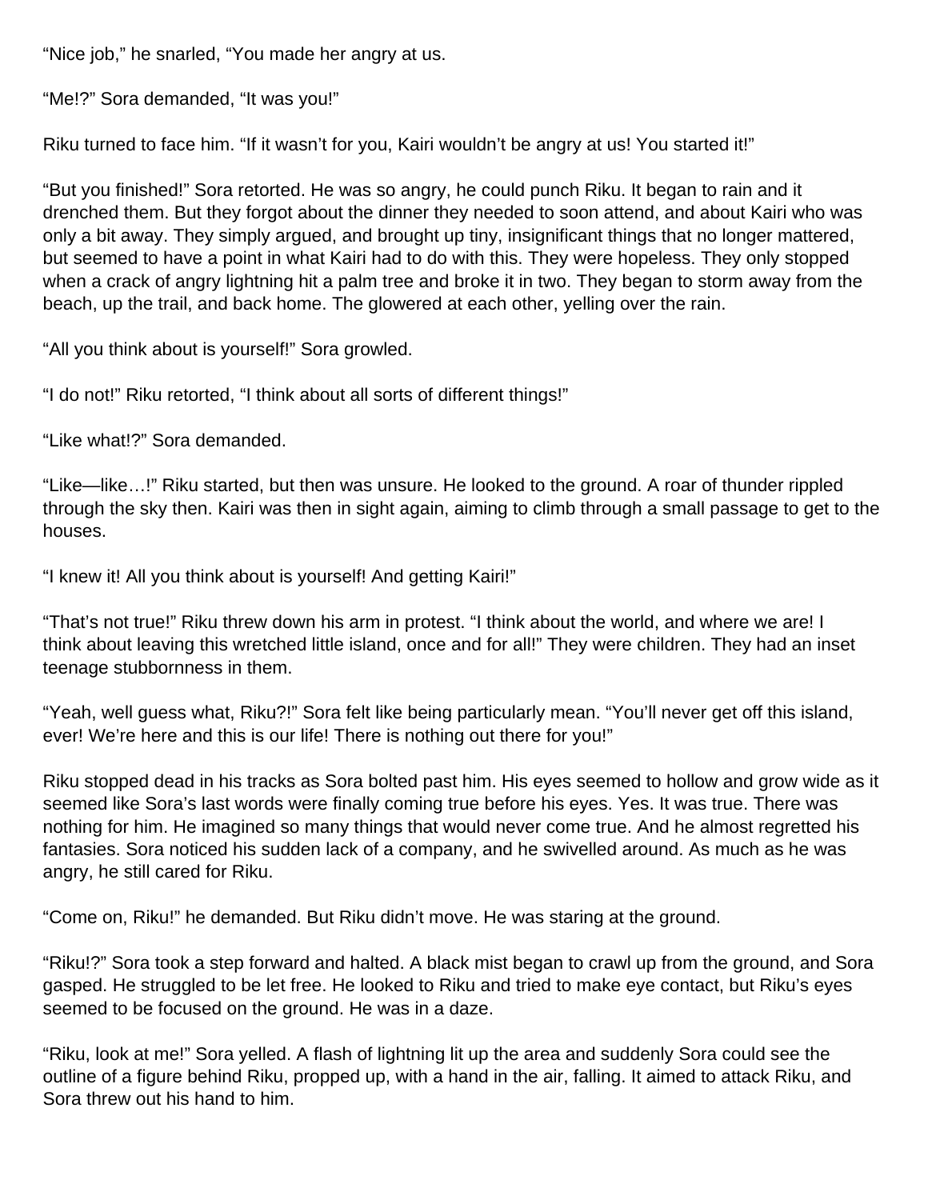“Nice job,” he snarled, “You made her angry at us.

“Me!?” Sora demanded, “It was you!”

Riku turned to face him. “If it wasn’t for you, Kairi wouldn’t be angry at us! You started it!”

“But you finished!” Sora retorted. He was so angry, he could punch Riku. It began to rain and it drenched them. But they forgot about the dinner they needed to soon attend, and about Kairi who was only a bit away. They simply argued, and brought up tiny, insignificant things that no longer mattered, but seemed to have a point in what Kairi had to do with this. They were hopeless. They only stopped when a crack of angry lightning hit a palm tree and broke it in two. They began to storm away from the beach, up the trail, and back home. The glowered at each other, yelling over the rain.

“All you think about is yourself!” Sora growled.

“I do not!” Riku retorted, “I think about all sorts of different things!”

“Like what!?” Sora demanded.

“Like—like…!” Riku started, but then was unsure. He looked to the ground. A roar of thunder rippled through the sky then. Kairi was then in sight again, aiming to climb through a small passage to get to the houses.

“I knew it! All you think about is yourself! And getting Kairi!”

“That’s not true!” Riku threw down his arm in protest. “I think about the world, and where we are! I think about leaving this wretched little island, once and for all!” They were children. They had an inset teenage stubbornness in them.

“Yeah, well guess what, Riku?!” Sora felt like being particularly mean. “You’ll never get off this island, ever! We’re here and this is our life! There is nothing out there for you!”

Riku stopped dead in his tracks as Sora bolted past him. His eyes seemed to hollow and grow wide as it seemed like Sora’s last words were finally coming true before his eyes. Yes. It was true. There was nothing for him. He imagined so many things that would never come true. And he almost regretted his fantasies. Sora noticed his sudden lack of a company, and he swivelled around. As much as he was angry, he still cared for Riku.

“Come on, Riku!” he demanded. But Riku didn’t move. He was staring at the ground.

“Riku!?” Sora took a step forward and halted. A black mist began to crawl up from the ground, and Sora gasped. He struggled to be let free. He looked to Riku and tried to make eye contact, but Riku’s eyes seemed to be focused on the ground. He was in a daze.

“Riku, look at me!” Sora yelled. A flash of lightning lit up the area and suddenly Sora could see the outline of a figure behind Riku, propped up, with a hand in the air, falling. It aimed to attack Riku, and Sora threw out his hand to him.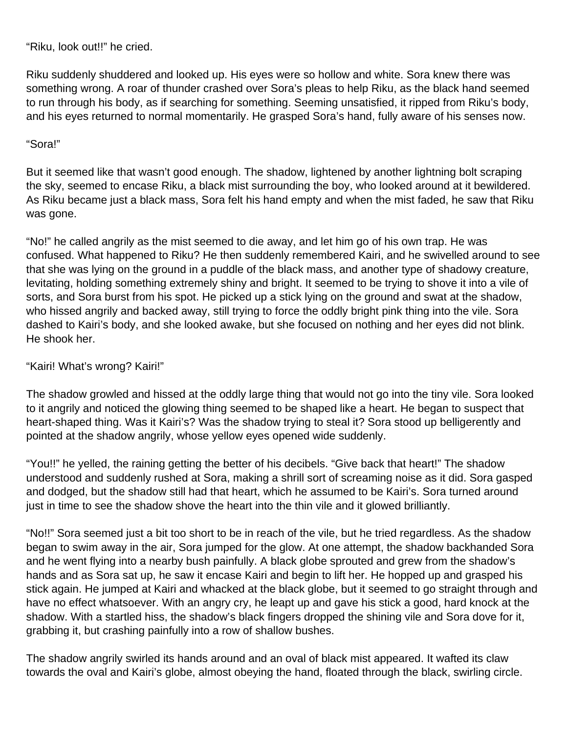“Riku, look out!!” he cried.

Riku suddenly shuddered and looked up. His eyes were so hollow and white. Sora knew there was something wrong. A roar of thunder crashed over Sora’s pleas to help Riku, as the black hand seemed to run through his body, as if searching for something. Seeming unsatisfied, it ripped from Riku’s body, and his eyes returned to normal momentarily. He grasped Sora’s hand, fully aware of his senses now.

“Sora!”

But it seemed like that wasn’t good enough. The shadow, lightened by another lightning bolt scraping the sky, seemed to encase Riku, a black mist surrounding the boy, who looked around at it bewildered. As Riku became just a black mass, Sora felt his hand empty and when the mist faded, he saw that Riku was gone.

“No!” he called angrily as the mist seemed to die away, and let him go of his own trap. He was confused. What happened to Riku? He then suddenly remembered Kairi, and he swivelled around to see that she was lying on the ground in a puddle of the black mass, and another type of shadowy creature, levitating, holding something extremely shiny and bright. It seemed to be trying to shove it into a vile of sorts, and Sora burst from his spot. He picked up a stick lying on the ground and swat at the shadow, who hissed angrily and backed away, still trying to force the oddly bright pink thing into the vile. Sora dashed to Kairi’s body, and she looked awake, but she focused on nothing and her eyes did not blink. He shook her.

“Kairi! What’s wrong? Kairi!”

The shadow growled and hissed at the oddly large thing that would not go into the tiny vile. Sora looked to it angrily and noticed the glowing thing seemed to be shaped like a heart. He began to suspect that heart-shaped thing. Was it Kairi’s? Was the shadow trying to steal it? Sora stood up belligerently and pointed at the shadow angrily, whose yellow eyes opened wide suddenly.

“You!!” he yelled, the raining getting the better of his decibels. “Give back that heart!” The shadow understood and suddenly rushed at Sora, making a shrill sort of screaming noise as it did. Sora gasped and dodged, but the shadow still had that heart, which he assumed to be Kairi’s. Sora turned around just in time to see the shadow shove the heart into the thin vile and it glowed brilliantly.

“No!!” Sora seemed just a bit too short to be in reach of the vile, but he tried regardless. As the shadow began to swim away in the air, Sora jumped for the glow. At one attempt, the shadow backhanded Sora and he went flying into a nearby bush painfully. A black globe sprouted and grew from the shadow’s hands and as Sora sat up, he saw it encase Kairi and begin to lift her. He hopped up and grasped his stick again. He jumped at Kairi and whacked at the black globe, but it seemed to go straight through and have no effect whatsoever. With an angry cry, he leapt up and gave his stick a good, hard knock at the shadow. With a startled hiss, the shadow’s black fingers dropped the shining vile and Sora dove for it, grabbing it, but crashing painfully into a row of shallow bushes.

The shadow angrily swirled its hands around and an oval of black mist appeared. It wafted its claw towards the oval and Kairi’s globe, almost obeying the hand, floated through the black, swirling circle.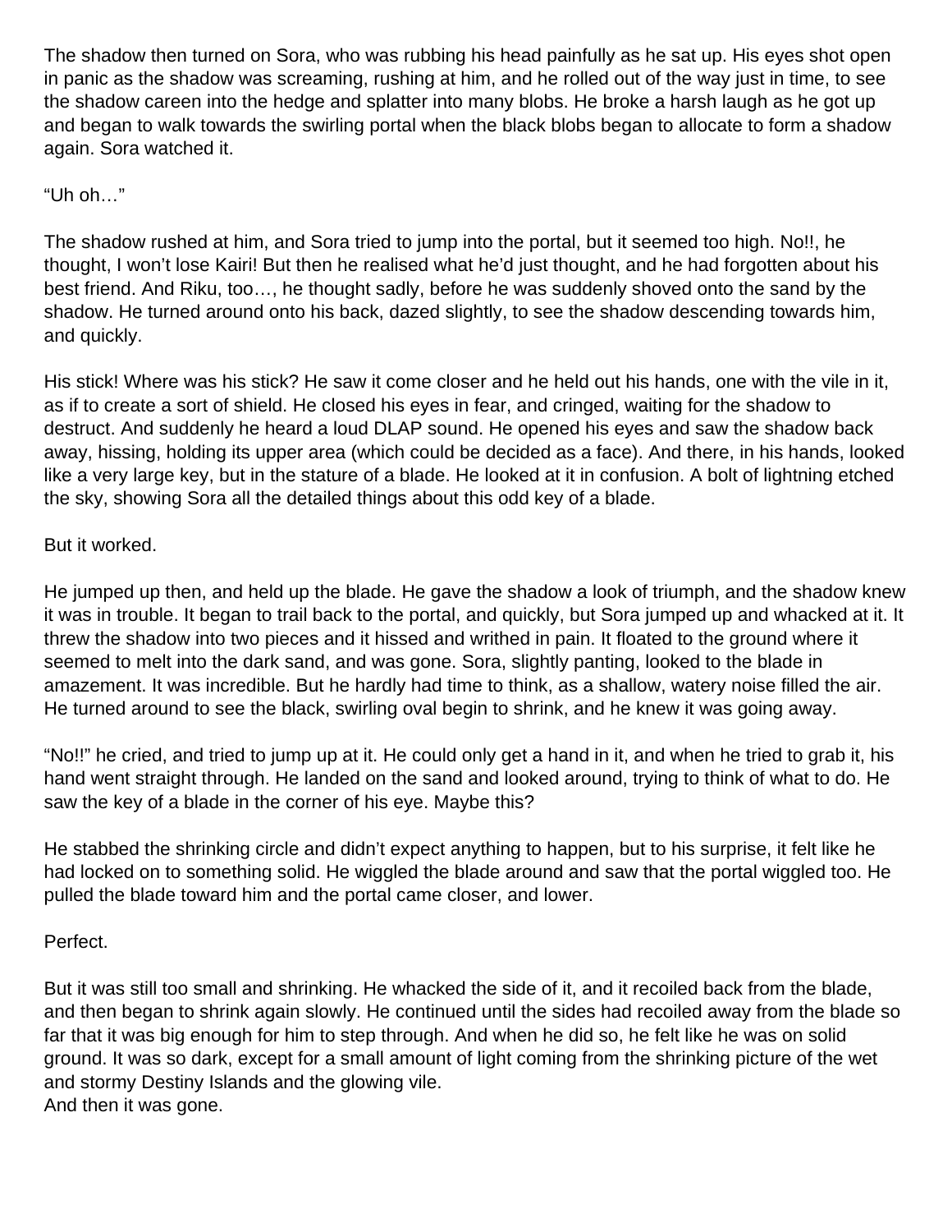The shadow then turned on Sora, who was rubbing his head painfully as he sat up. His eyes shot open in panic as the shadow was screaming, rushing at him, and he rolled out of the way just in time, to see the shadow careen into the hedge and splatter into many blobs. He broke a harsh laugh as he got up and began to walk towards the swirling portal when the black blobs began to allocate to form a shadow again. Sora watched it.

"Uh oh…"

The shadow rushed at him, and Sora tried to jump into the portal, but it seemed too high. No!!, he thought, I won't lose Kairi! But then he realised what he'd just thought, and he had forgotten about his best friend. And Riku, too…, he thought sadly, before he was suddenly shoved onto the sand by the shadow. He turned around onto his back, dazed slightly, to see the shadow descending towards him, and quickly.

His stick! Where was his stick? He saw it come closer and he held out his hands, one with the vile in it, as if to create a sort of shield. He closed his eyes in fear, and cringed, waiting for the shadow to destruct. And suddenly he heard a loud DLAP sound. He opened his eyes and saw the shadow back away, hissing, holding its upper area (which could be decided as a face). And there, in his hands, looked like a very large key, but in the stature of a blade. He looked at it in confusion. A bolt of lightning etched the sky, showing Sora all the detailed things about this odd key of a blade.

But it worked.

He jumped up then, and held up the blade. He gave the shadow a look of triumph, and the shadow knew it was in trouble. It began to trail back to the portal, and quickly, but Sora jumped up and whacked at it. It threw the shadow into two pieces and it hissed and writhed in pain. It floated to the ground where it seemed to melt into the dark sand, and was gone. Sora, slightly panting, looked to the blade in amazement. It was incredible. But he hardly had time to think, as a shallow, watery noise filled the air. He turned around to see the black, swirling oval begin to shrink, and he knew it was going away.

"No!!" he cried, and tried to jump up at it. He could only get a hand in it, and when he tried to grab it, his hand went straight through. He landed on the sand and looked around, trying to think of what to do. He saw the key of a blade in the corner of his eye. Maybe this?

He stabbed the shrinking circle and didn't expect anything to happen, but to his surprise, it felt like he had locked on to something solid. He wiggled the blade around and saw that the portal wiggled too. He pulled the blade toward him and the portal came closer, and lower.

Perfect.

But it was still too small and shrinking. He whacked the side of it, and it recoiled back from the blade, and then began to shrink again slowly. He continued until the sides had recoiled away from the blade so far that it was big enough for him to step through. And when he did so, he felt like he was on solid ground. It was so dark, except for a small amount of light coming from the shrinking picture of the wet and stormy Destiny Islands and the glowing vile.
And then it was gone.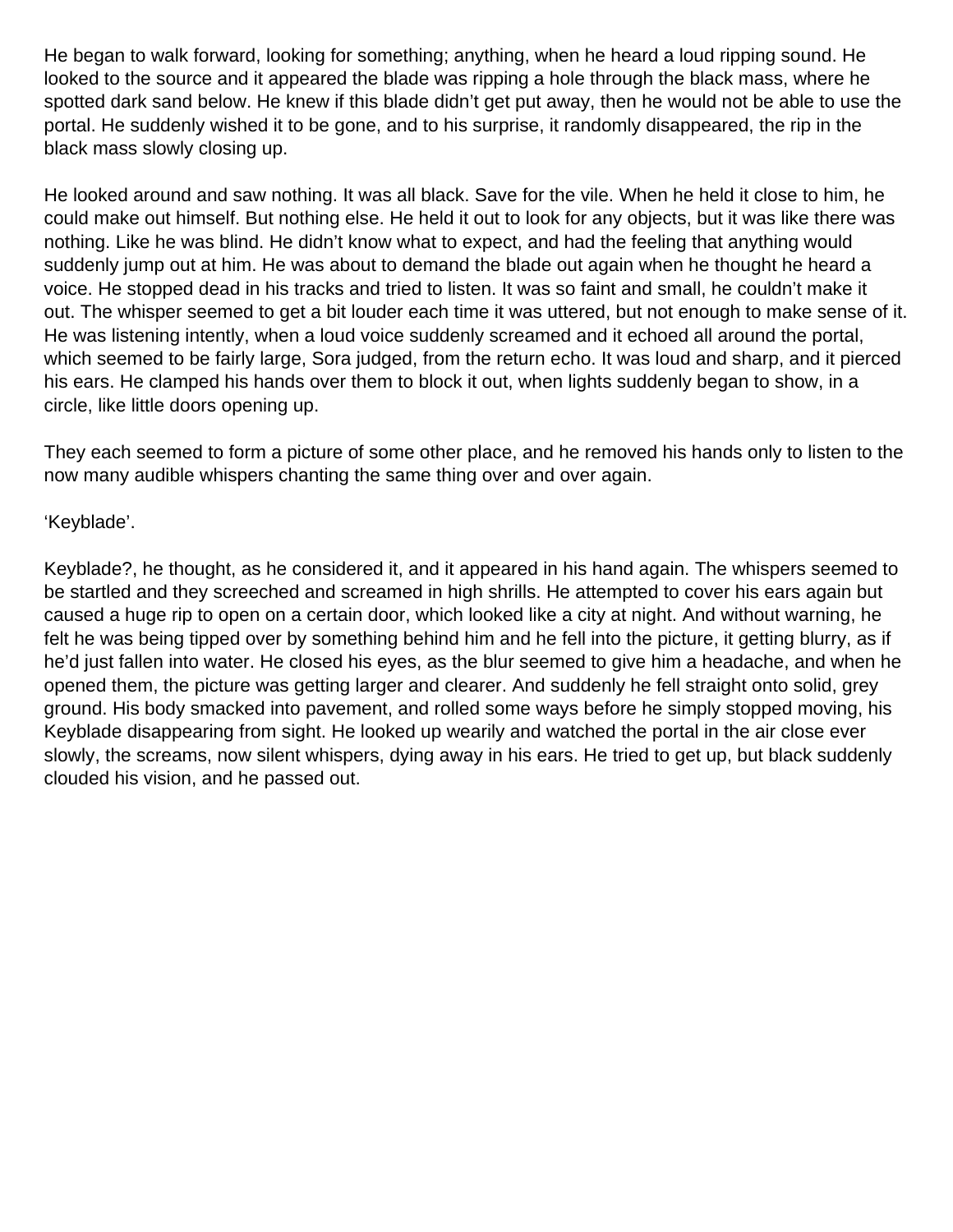He began to walk forward, looking for something; anything, when he heard a loud ripping sound. He looked to the source and it appeared the blade was ripping a hole through the black mass, where he spotted dark sand below. He knew if this blade didn’t get put away, then he would not be able to use the portal. He suddenly wished it to be gone, and to his surprise, it randomly disappeared, the rip in the black mass slowly closing up.

He looked around and saw nothing. It was all black. Save for the vile. When he held it close to him, he could make out himself. But nothing else. He held it out to look for any objects, but it was like there was nothing. Like he was blind. He didn’t know what to expect, and had the feeling that anything would suddenly jump out at him. He was about to demand the blade out again when he thought he heard a voice. He stopped dead in his tracks and tried to listen. It was so faint and small, he couldn’t make it out. The whisper seemed to get a bit louder each time it was uttered, but not enough to make sense of it. He was listening intently, when a loud voice suddenly screamed and it echoed all around the portal, which seemed to be fairly large, Sora judged, from the return echo. It was loud and sharp, and it pierced his ears. He clamped his hands over them to block it out, when lights suddenly began to show, in a circle, like little doors opening up.

They each seemed to form a picture of some other place, and he removed his hands only to listen to the now many audible whispers chanting the same thing over and over again.

‘Keyblade’.

Keyblade?, he thought, as he considered it, and it appeared in his hand again. The whispers seemed to be startled and they screeched and screamed in high shrills. He attempted to cover his ears again but caused a huge rip to open on a certain door, which looked like a city at night. And without warning, he felt he was being tipped over by something behind him and he fell into the picture, it getting blurry, as if he’d just fallen into water. He closed his eyes, as the blur seemed to give him a headache, and when he opened them, the picture was getting larger and clearer. And suddenly he fell straight onto solid, grey ground. His body smacked into pavement, and rolled some ways before he simply stopped moving, his Keyblade disappearing from sight. He looked up wearily and watched the portal in the air close ever slowly, the screams, now silent whispers, dying away in his ears. He tried to get up, but black suddenly clouded his vision, and he passed out.